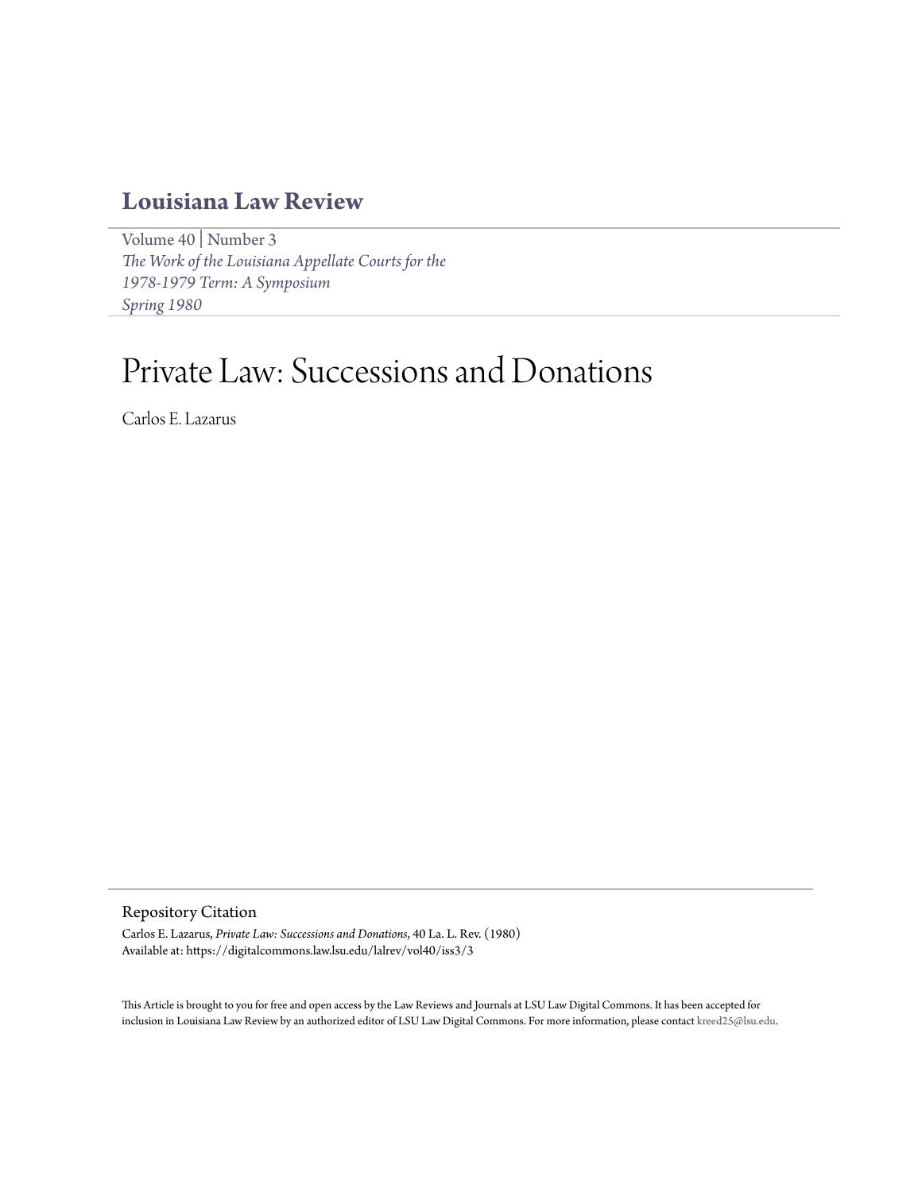# Louisiana Law Review

Volume 40 | Number 3
*The Work of the Louisiana Appellate Courts for the 1978-1979 Term: A Symposium*
*Spring 1980*

# Private Law: Successions and Donations

Carlos E. Lazarus

## Repository Citation

Carlos E. Lazarus, *Private Law: Successions and Donations*, 40 La. L. Rev. (1980)
Available at: https://digitalcommons.law.lsu.edu/lalrev/vol40/iss3/3

This Article is brought to you for free and open access by the Law Reviews and Journals at LSU Law Digital Commons. It has been accepted for inclusion in Louisiana Law Review by an authorized editor of LSU Law Digital Commons. For more information, please contact kreed25@lsu.edu.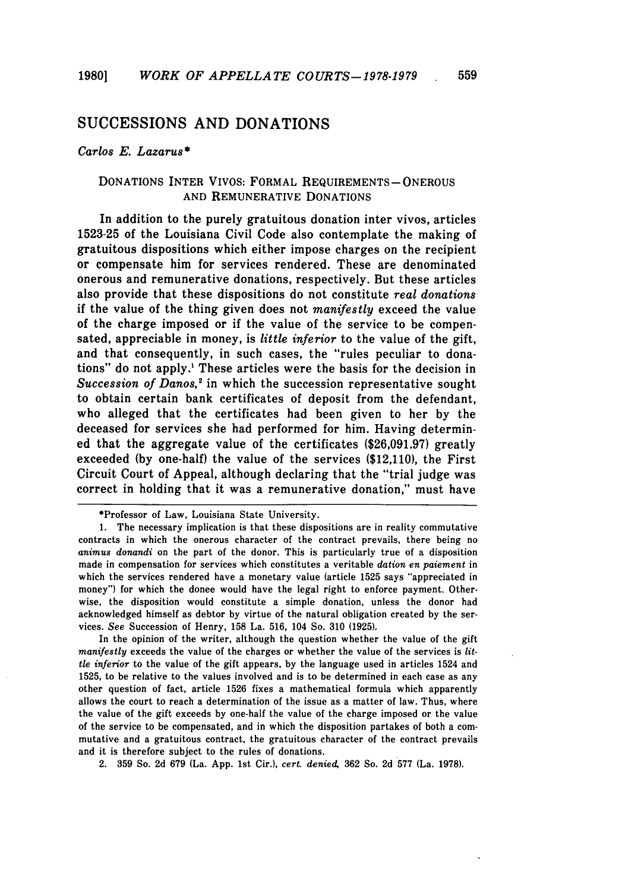## SUCCESSIONS AND DONATIONS

*Carlos E. Lazarus**

### DONATIONS INTER VIVOS: FORMAL REQUIREMENTS—ONEROUS AND REMUNERATIVE DONATIONS

In addition to the purely gratuitous donation inter vivos, articles 1523-25 of the Louisiana Civil Code also contemplate the making of gratuitous dispositions which either impose charges on the recipient or compensate him for services rendered. These are denominated onerous and remunerative donations, respectively. But these articles also provide that these dispositions do not constitute *real donations* if the value of the thing given does not *manifestly* exceed the value of the charge imposed or if the value of the service to be compensated, appreciable in money, is *little inferior* to the value of the gift, and that consequently, in such cases, the "rules peculiar to donations" do not apply.[1] These articles were the basis for the decision in *Succession of Danos*,[2] in which the succession representative sought to obtain certain bank certificates of deposit from the defendant, who alleged that the certificates had been given to her by the deceased for services she had performed for him. Having determined that the aggregate value of the certificates ($26,091.97) greatly exceeded (by one-half) the value of the services ($12,110), the First Circuit Court of Appeal, although declaring that the "trial judge was correct in holding that it was a remunerative donation," must have

---

*Professor of Law, Louisiana State University.

1. The necessary implication is that these dispositions are in reality commutative contracts in which the onerous character of the contract prevails, there being no *animus donandi* on the part of the donor. This is particularly true of a disposition made in compensation for services which constitutes a veritable *dation en paiement* in which the services rendered have a monetary value (article 1525 says "appreciated in money") for which the donee would have the legal right to enforce payment. Otherwise, the disposition would constitute a simple donation, unless the donor had acknowledged himself as debtor by virtue of the natural obligation created by the services. *See* Succession of Henry, 158 La. 516, 104 So. 310 (1925).

In the opinion of the writer, although the question whether the value of the gift *manifestly* exceeds the value of the charges or whether the value of the services is *little inferior* to the value of the gift appears, by the language used in articles 1524 and 1525, to be relative to the values involved and is to be determined in each case as any other question of fact, article 1526 fixes a mathematical formula which apparently allows the court to reach a determination of the issue as a matter of law. Thus, where the value of the gift exceeds by one-half the value of the charge imposed or the value of the service to be compensated, and in which the disposition partakes of both a commutative and a gratuitous contract, the gratuitous character of the contract prevails and it is therefore subject to the rules of donations.

2. 359 So. 2d 679 (La. App. 1st Cir.), *cert. denied*, 362 So. 2d 577 (La. 1978).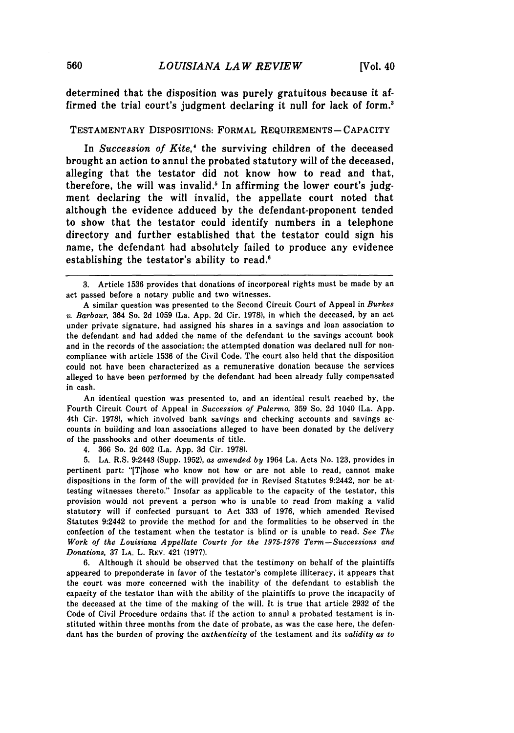determined that the disposition was purely gratuitous because it affirmed the trial court's judgment declaring it null for lack of form.[3]

## TESTAMENTARY DISPOSITIONS: FORMAL REQUIREMENTS—CAPACITY

In *Succession of Kite*,[4] the surviving children of the deceased brought an action to annul the probated statutory will of the deceased, alleging that the testator did not know how to read and that, therefore, the will was invalid.[5] In affirming the lower court's judgment declaring the will invalid, the appellate court noted that although the evidence adduced by the defendant-proponent tended to show that the testator could identify numbers in a telephone directory and further established that the testator could sign his name, the defendant had absolutely failed to produce any evidence establishing the testator's ability to read.[6]

---

3. Article 1536 provides that donations of incorporeal rights must be made by an act passed before a notary public and two witnesses.

A similar question was presented to the Second Circuit Court of Appeal in *Burkes v. Barbour*, 364 So. 2d 1059 (La. App. 2d Cir. 1978), in which the deceased, by an act under private signature, had assigned his shares in a savings and loan association to the defendant and had added the name of the defendant to the savings account book and in the records of the association; the attempted donation was declared null for noncompliance with article 1536 of the Civil Code. The court also held that the disposition could not have been characterized as a remunerative donation because the services alleged to have been performed by the defendant had been already fully compensated in cash.

An identical question was presented to, and an identical result reached by, the Fourth Circuit Court of Appeal in *Succession of Palermo*, 359 So. 2d 1040 (La. App. 4th Cir. 1978), which involved bank savings and checking accounts and savings accounts in building and loan associations alleged to have been donated by the delivery of the passbooks and other documents of title.

4. 366 So. 2d 602 (La. App. 3d Cir. 1978).

5. LA. R.S. 9:2443 (Supp. 1952), *as amended by* 1964 La. Acts No. 123, provides in pertinent part: "[T]hose who know not how or are not able to read, cannot make dispositions in the form of the will provided for in Revised Statutes 9:2442, nor be attesting witnesses thereto." Insofar as applicable to the capacity of the testator, this provision would not prevent a person who is unable to read from making a valid statutory will if confected pursuant to Act 333 of 1976, which amended Revised Statutes 9:2442 to provide the method for and the formalities to be observed in the confection of the testament when the testator is blind or is unable to read. *See The Work of the Louisiana Appellate Courts for the 1975-1976 Term—Successions and Donations*, 37 LA. L. REV. 421 (1977).

6. Although it should be observed that the testimony on behalf of the plaintiffs appeared to preponderate in favor of the testator's complete illiteracy, it appears that the court was more concerned with the inability of the defendant to establish the capacity of the testator than with the ability of the plaintiffs to prove the incapacity of the deceased at the time of the making of the will. It is true that article 2932 of the Code of Civil Procedure ordains that if the action to annul a probated testament is instituted within three months from the date of probate, as was the case here, the defendant has the burden of proving the *authenticity* of the testament and its *validity as to*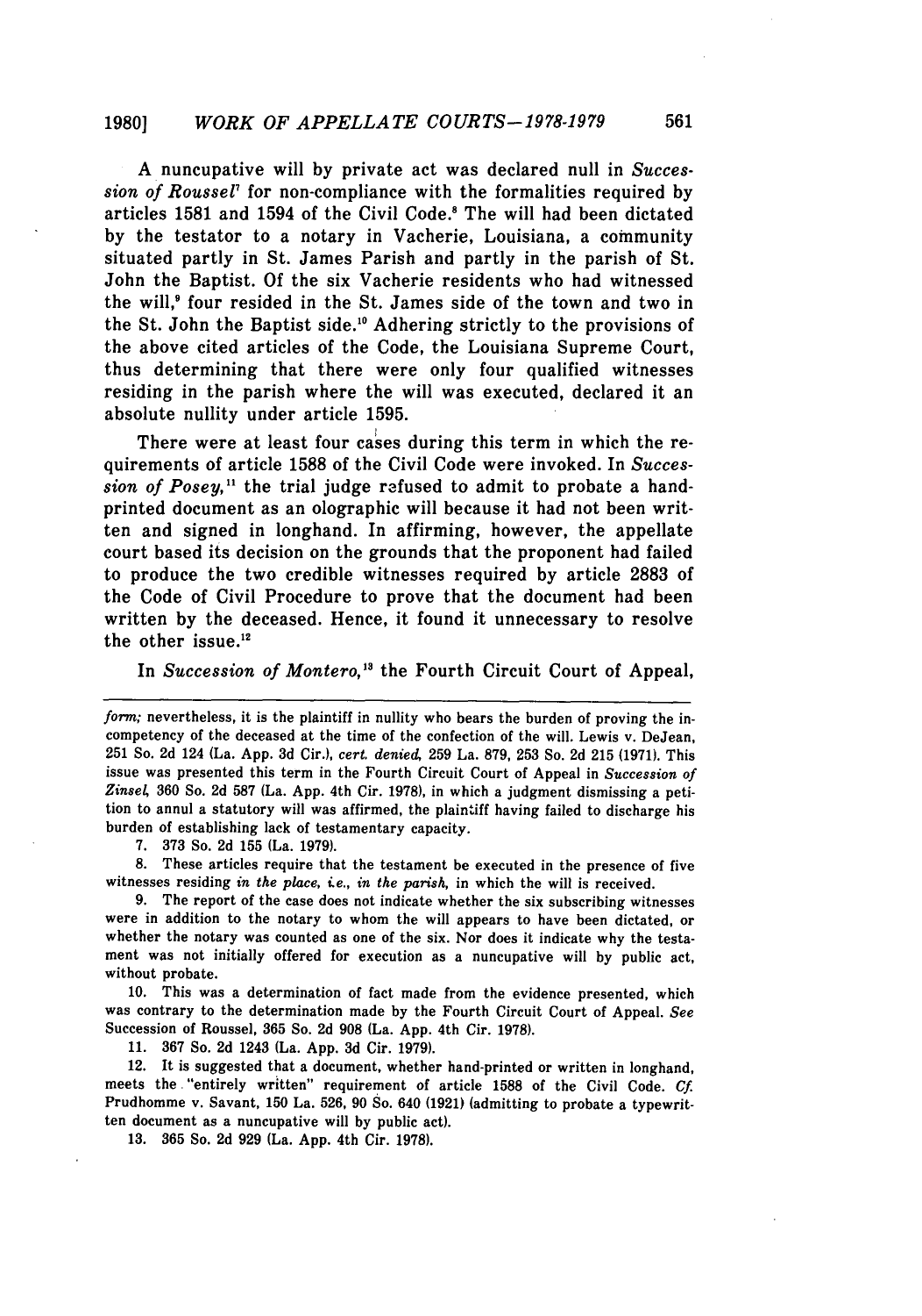A nuncupative will by private act was declared null in *Succession of Roussel*[7] for non-compliance with the formalities required by articles 1581 and 1594 of the Civil Code.[8] The will had been dictated by the testator to a notary in Vacherie, Louisiana, a community situated partly in St. James Parish and partly in the parish of St. John the Baptist. Of the six Vacherie residents who had witnessed the will,[9] four resided in the St. James side of the town and two in the St. John the Baptist side.[10] Adhering strictly to the provisions of the above cited articles of the Code, the Louisiana Supreme Court, thus determining that there were only four qualified witnesses residing in the parish where the will was executed, declared it an absolute nullity under article 1595.

There were at least four cases during this term in which the requirements of article 1588 of the Civil Code were invoked. In *Succession of Posey*,[11] the trial judge refused to admit to probate a hand-printed document as an olographic will because it had not been written and signed in longhand. In affirming, however, the appellate court based its decision on the grounds that the proponent had failed to produce the two credible witnesses required by article 2883 of the Code of Civil Procedure to prove that the document had been written by the deceased. Hence, it found it unnecessary to resolve the other issue.[12]

In *Succession of Montero*,[13] the Fourth Circuit Court of Appeal,

---

*form;* nevertheless, it is the plaintiff in nullity who bears the burden of proving the incompetency of the deceased at the time of the confection of the will. Lewis v. DeJean, 251 So. 2d 124 (La. App. 3d Cir.), *cert. denied*, 259 La. 879, 253 So. 2d 215 (1971). This issue was presented this term in the Fourth Circuit Court of Appeal in *Succession of Zinsel*, 360 So. 2d 587 (La. App. 4th Cir. 1978), in which a judgment dismissing a petition to annul a statutory will was affirmed, the plaintiff having failed to discharge his burden of establishing lack of testamentary capacity.

7. 373 So. 2d 155 (La. 1979).

8. These articles require that the testament be executed in the presence of five witnesses residing *in the place, i.e., in the parish*, in which the will is received.

9. The report of the case does not indicate whether the six subscribing witnesses were in addition to the notary to whom the will appears to have been dictated, or whether the notary was counted as one of the six. Nor does it indicate why the testament was not initially offered for execution as a nuncupative will by public act, without probate.

10. This was a determination of fact made from the evidence presented, which was contrary to the determination made by the Fourth Circuit Court of Appeal. *See* Succession of Roussel, 365 So. 2d 908 (La. App. 4th Cir. 1978).

11. 367 So. 2d 1243 (La. App. 3d Cir. 1979).

12. It is suggested that a document, whether hand-printed or written in longhand, meets the "entirely written" requirement of article 1588 of the Civil Code. *Cf.* Prudhomme v. Savant, 150 La. 526, 90 So. 640 (1921) (admitting to probate a typewritten document as a nuncupative will by public act).

13. 365 So. 2d 929 (La. App. 4th Cir. 1978).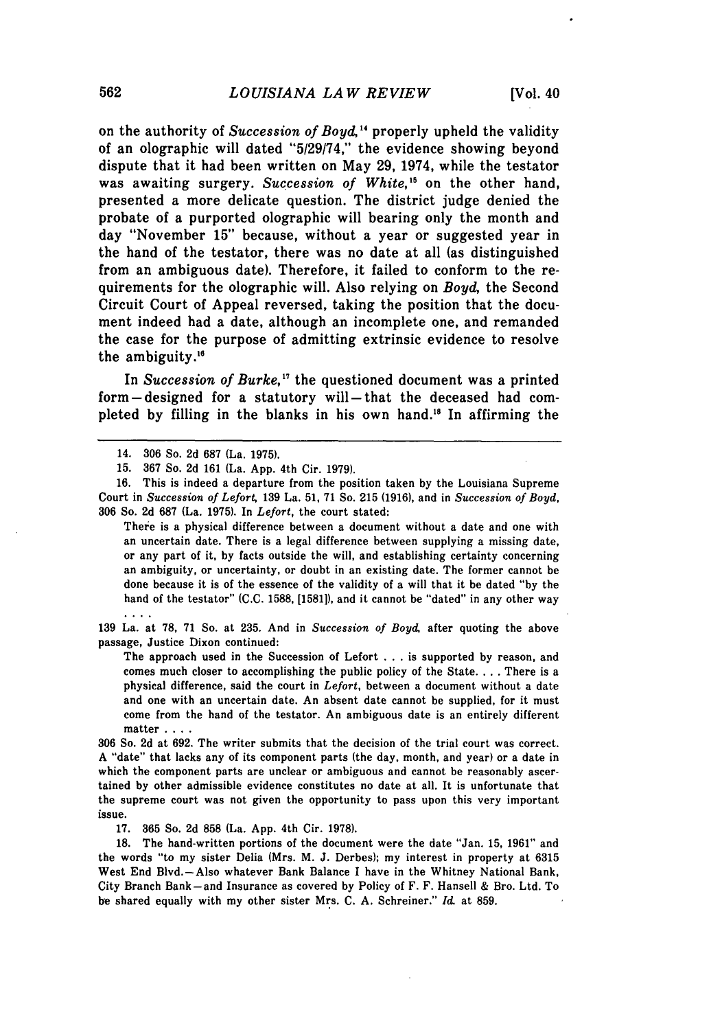on the authority of *Succession of Boyd*,[14] properly upheld the validity of an olographic will dated "5/29/74," the evidence showing beyond dispute that it had been written on May 29, 1974, while the testator was awaiting surgery. *Succession of White*,[15] on the other hand, presented a more delicate question. The district judge denied the probate of a purported olographic will bearing only the month and day "November 15" because, without a year or suggested year in the hand of the testator, there was no date at all (as distinguished from an ambiguous date). Therefore, it failed to conform to the requirements for the olographic will. Also relying on *Boyd*, the Second Circuit Court of Appeal reversed, taking the position that the document indeed had a date, although an incomplete one, and remanded the case for the purpose of admitting extrinsic evidence to resolve the ambiguity.[16]

In *Succession of Burke*,[17] the questioned document was a printed form—designed for a statutory will—that the deceased had completed by filling in the blanks in his own hand.[18] In affirming the

---

14. 306 So. 2d 687 (La. 1975).

15. 367 So. 2d 161 (La. App. 4th Cir. 1979).

16. This is indeed a departure from the position taken by the Louisiana Supreme Court in *Succession of Lefort*, 139 La. 51, 71 So. 215 (1916), and in *Succession of Boyd*, 306 So. 2d 687 (La. 1975). In *Lefort*, the court stated:

> There is a physical difference between a document without a date and one with an uncertain date. There is a legal difference between supplying a missing date, or any part of it, by facts outside the will, and establishing certainty concerning an ambiguity, or uncertainty, or doubt in an existing date. The former cannot be done because it is of the essence of the validity of a will that it be dated "by the hand of the testator" (C.C. 1588, [1581]), and it cannot be "dated" in any other way . . . .

139 La. at 78, 71 So. at 235. And in *Succession of Boyd*, after quoting the above passage, Justice Dixon continued:

> The approach used in the Succession of Lefort . . . is supported by reason, and comes much closer to accomplishing the public policy of the State. . . . There is a physical difference, said the court in *Lefort*, between a document without a date and one with an uncertain date. An absent date cannot be supplied, for it must come from the hand of the testator. An ambiguous date is an entirely different matter . . . .

306 So. 2d at 692. The writer submits that the decision of the trial court was correct. A "date" that lacks any of its component parts (the day, month, and year) or a date in which the component parts are unclear or ambiguous and cannot be reasonably ascertained by other admissible evidence constitutes no date at all. It is unfortunate that the supreme court was not given the opportunity to pass upon this very important issue.

17. 365 So. 2d 858 (La. App. 4th Cir. 1978).

18. The hand-written portions of the document were the date "Jan. 15, 1961" and the words "to my sister Delia (Mrs. M. J. Derbes); my interest in property at 6315 West End Blvd.—Also whatever Bank Balance I have in the Whitney National Bank, City Branch Bank—and Insurance as covered by Policy of F. F. Hansell & Bro. Ltd. To be shared equally with my other sister Mrs. C. A. Schreiner." *Id.* at 859.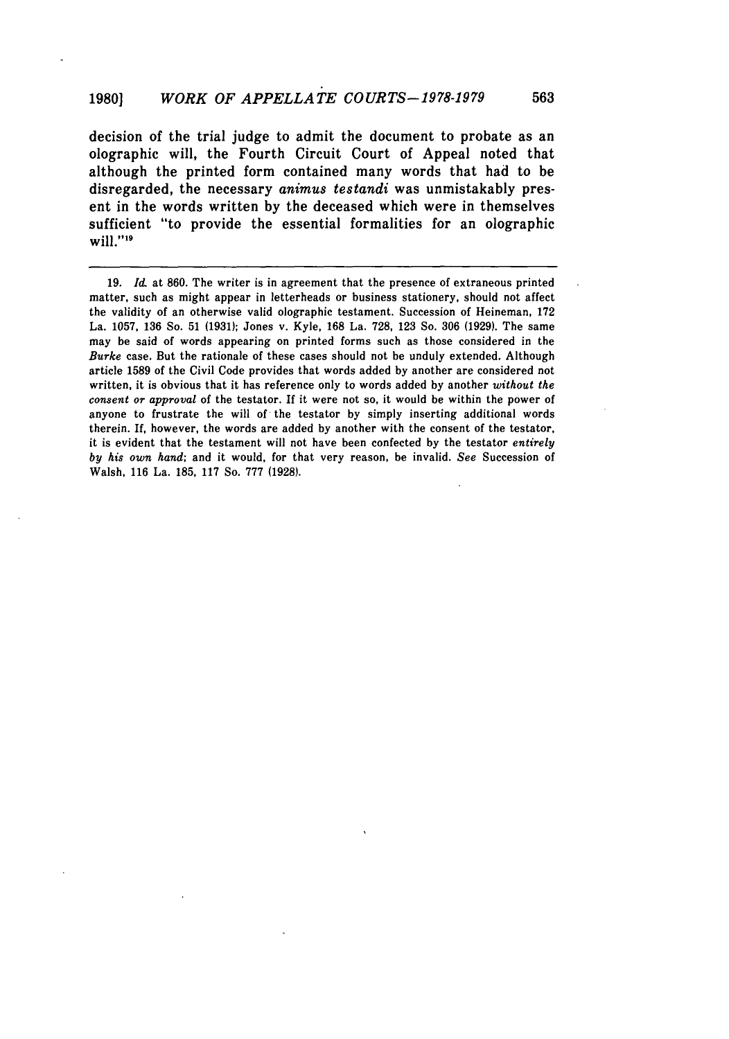decision of the trial judge to admit the document to probate as an olographic will, the Fourth Circuit Court of Appeal noted that although the printed form contained many words that had to be disregarded, the necessary *animus testandi* was unmistakably present in the words written by the deceased which were in themselves sufficient "to provide the essential formalities for an olographic will."[19]

---

19. *Id.* at 860. The writer is in agreement that the presence of extraneous printed matter, such as might appear in letterheads or business stationery, should not affect the validity of an otherwise valid olographic testament. Succession of Heineman, 172 La. 1057, 136 So. 51 (1931); Jones v. Kyle, 168 La. 728, 123 So. 306 (1929). The same may be said of words appearing on printed forms such as those considered in the *Burke* case. But the rationale of these cases should not be unduly extended. Although article 1589 of the Civil Code provides that words added by another are considered not written, it is obvious that it has reference only to words added by another *without the consent or approval* of the testator. If it were not so, it would be within the power of anyone to frustrate the will of the testator by simply inserting additional words therein. If, however, the words are added by another with the consent of the testator, it is evident that the testament will not have been confected by the testator *entirely by his own hand*; and it would, for that very reason, be invalid. *See* Succession of Walsh, 116 La. 185, 117 So. 777 (1928).